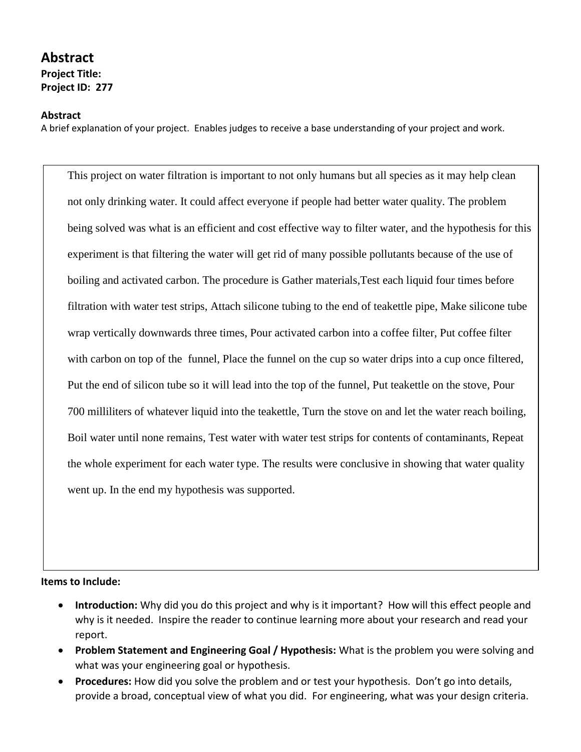# Abstract

**Project Title:**
**Project ID: 277**

**Abstract**

A brief explanation of your project. Enables judges to receive a base understanding of your project and work.

This project on water filtration is important to not only humans but all species as it may help clean not only drinking water. It could affect everyone if people had better water quality. The problem being solved was what is an efficient and cost effective way to filter water, and the hypothesis for this experiment is that filtering the water will get rid of many possible pollutants because of the use of boiling and activated carbon. The procedure is Gather materials,Test each liquid four times before filtration with water test strips, Attach silicone tubing to the end of teakettle pipe, Make silicone tube wrap vertically downwards three times, Pour activated carbon into a coffee filter, Put coffee filter with carbon on top of the funnel, Place the funnel on the cup so water drips into a cup once filtered, Put the end of silicon tube so it will lead into the top of the funnel, Put teakettle on the stove, Pour 700 milliliters of whatever liquid into the teakettle, Turn the stove on and let the water reach boiling, Boil water until none remains, Test water with water test strips for contents of contaminants, Repeat the whole experiment for each water type. The results were conclusive in showing that water quality went up. In the end my hypothesis was supported.

**Items to Include:**

- **Introduction:** Why did you do this project and why is it important? How will this effect people and why is it needed. Inspire the reader to continue learning more about your research and read your report.
- **Problem Statement and Engineering Goal / Hypothesis:** What is the problem you were solving and what was your engineering goal or hypothesis.
- **Procedures:** How did you solve the problem and or test your hypothesis. Don't go into details, provide a broad, conceptual view of what you did. For engineering, what was your design criteria.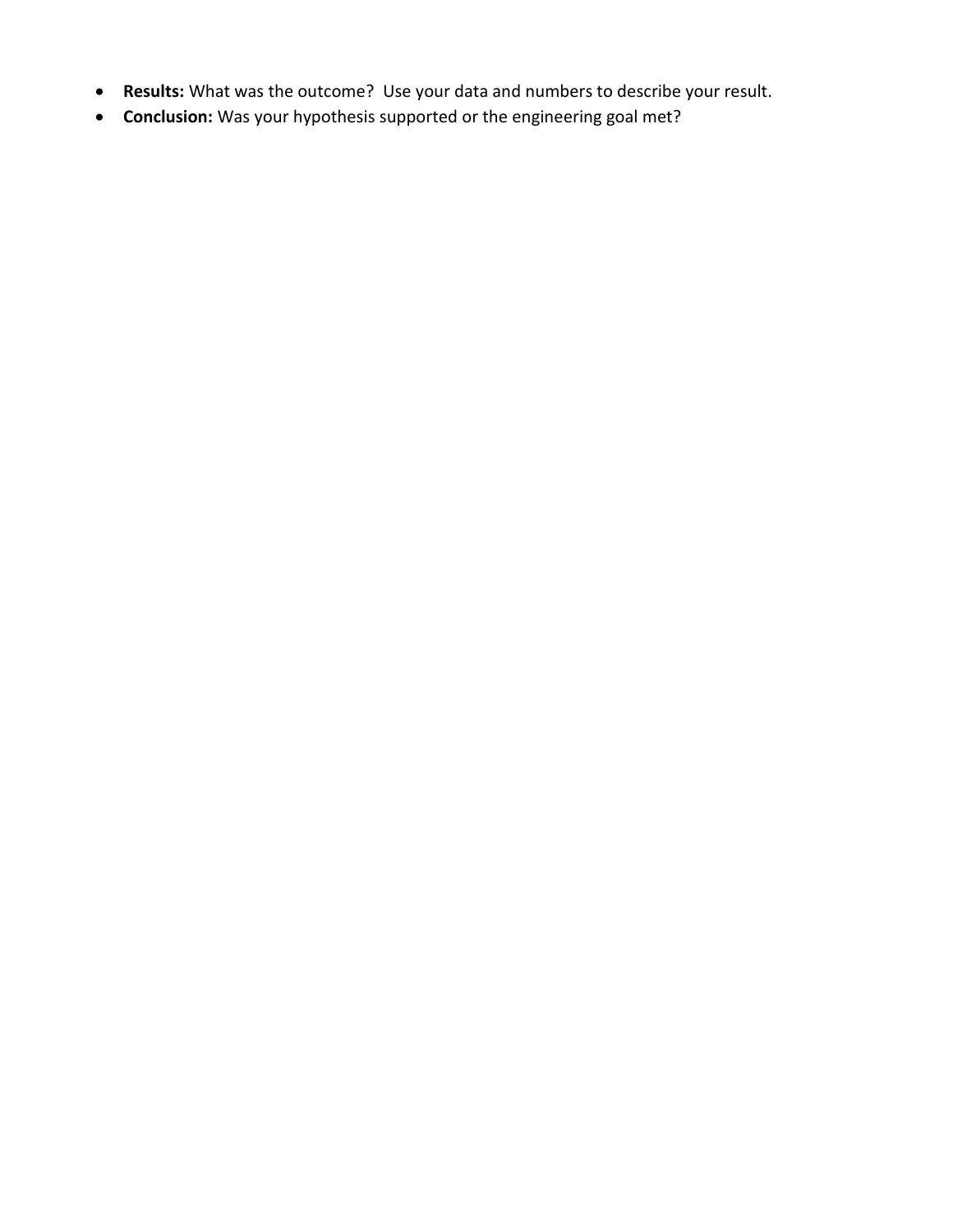- **Results:** What was the outcome?  Use your data and numbers to describe your result.
- **Conclusion:** Was your hypothesis supported or the engineering goal met?